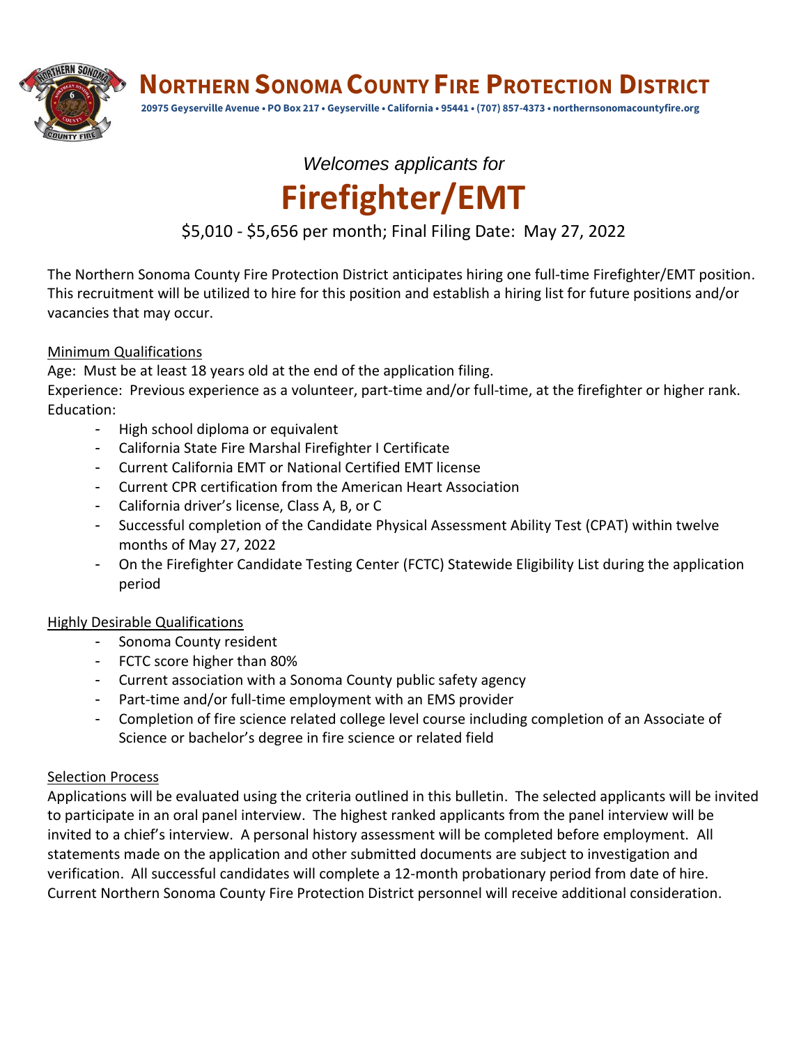# Northern Sonoma County Fire Protection District

**20975 Geyserville Avenue • PO Box 217 • Geyserville • California • 95441 • (707) 857-4373 • northernsonomacountyfire.org**

*Welcomes applicants for*

# Firefighter/EMT

$5,010 - $5,656 per month; Final Filing Date: May 27, 2022

The Northern Sonoma County Fire Protection District anticipates hiring one full-time Firefighter/EMT position. This recruitment will be utilized to hire for this position and establish a hiring list for future positions and/or vacancies that may occur.

## Minimum Qualifications

Age: Must be at least 18 years old at the end of the application filing.

Experience: Previous experience as a volunteer, part-time and/or full-time, at the firefighter or higher rank.

Education:

- High school diploma or equivalent
- California State Fire Marshal Firefighter I Certificate
- Current California EMT or National Certified EMT license
- Current CPR certification from the American Heart Association
- California driver's license, Class A, B, or C
- Successful completion of the Candidate Physical Assessment Ability Test (CPAT) within twelve months of May 27, 2022
- On the Firefighter Candidate Testing Center (FCTC) Statewide Eligibility List during the application period

## Highly Desirable Qualifications

- Sonoma County resident
- FCTC score higher than 80%
- Current association with a Sonoma County public safety agency
- Part-time and/or full-time employment with an EMS provider
- Completion of fire science related college level course including completion of an Associate of Science or bachelor's degree in fire science or related field

## Selection Process

Applications will be evaluated using the criteria outlined in this bulletin. The selected applicants will be invited to participate in an oral panel interview. The highest ranked applicants from the panel interview will be invited to a chief's interview. A personal history assessment will be completed before employment. All statements made on the application and other submitted documents are subject to investigation and verification. All successful candidates will complete a 12-month probationary period from date of hire. Current Northern Sonoma County Fire Protection District personnel will receive additional consideration.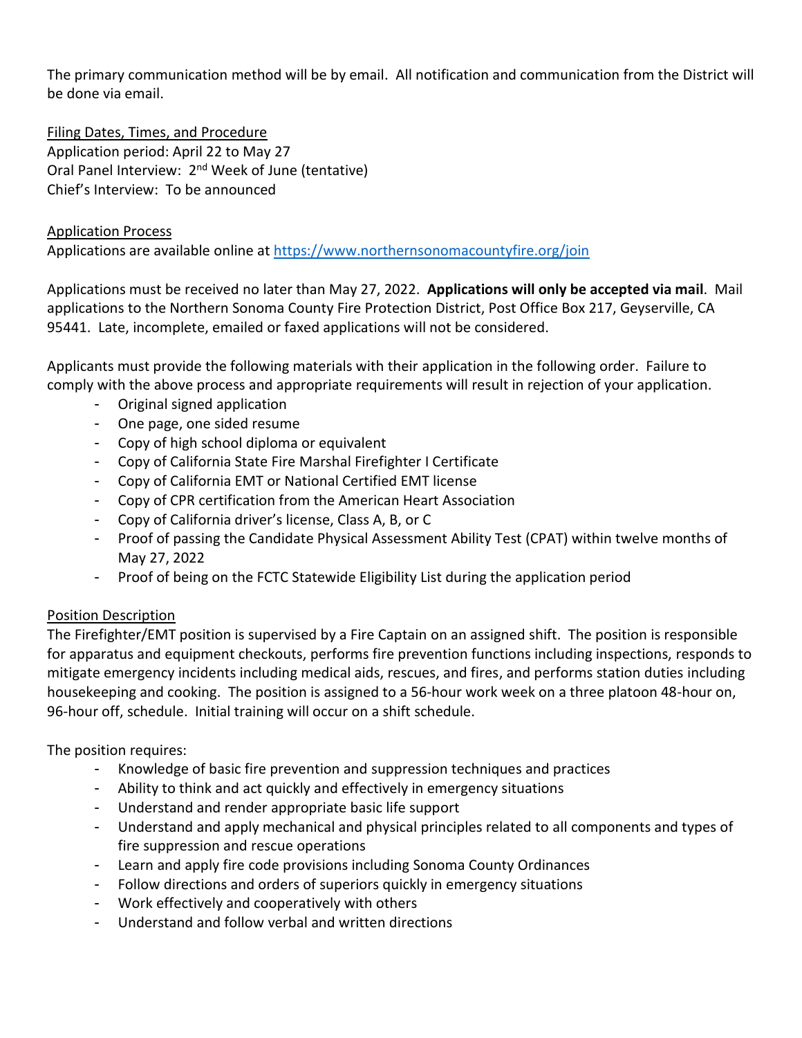The primary communication method will be by email. All notification and communication from the District will be done via email.

Filing Dates, Times, and Procedure

Application period: April 22 to May 27

Oral Panel Interview: 2nd Week of June (tentative)

Chief's Interview: To be announced

Application Process

Applications are available online at https://www.northernsonomacountyfire.org/join

Applications must be received no later than May 27, 2022. **Applications will only be accepted via mail**. Mail applications to the Northern Sonoma County Fire Protection District, Post Office Box 217, Geyserville, CA 95441. Late, incomplete, emailed or faxed applications will not be considered.

Applicants must provide the following materials with their application in the following order. Failure to comply with the above process and appropriate requirements will result in rejection of your application.

- Original signed application
- One page, one sided resume
- Copy of high school diploma or equivalent
- Copy of California State Fire Marshal Firefighter I Certificate
- Copy of California EMT or National Certified EMT license
- Copy of CPR certification from the American Heart Association
- Copy of California driver's license, Class A, B, or C
- Proof of passing the Candidate Physical Assessment Ability Test (CPAT) within twelve months of May 27, 2022
- Proof of being on the FCTC Statewide Eligibility List during the application period

Position Description

The Firefighter/EMT position is supervised by a Fire Captain on an assigned shift. The position is responsible for apparatus and equipment checkouts, performs fire prevention functions including inspections, responds to mitigate emergency incidents including medical aids, rescues, and fires, and performs station duties including housekeeping and cooking. The position is assigned to a 56-hour work week on a three platoon 48-hour on, 96-hour off, schedule. Initial training will occur on a shift schedule.

The position requires:

- Knowledge of basic fire prevention and suppression techniques and practices
- Ability to think and act quickly and effectively in emergency situations
- Understand and render appropriate basic life support
- Understand and apply mechanical and physical principles related to all components and types of fire suppression and rescue operations
- Learn and apply fire code provisions including Sonoma County Ordinances
- Follow directions and orders of superiors quickly in emergency situations
- Work effectively and cooperatively with others
- Understand and follow verbal and written directions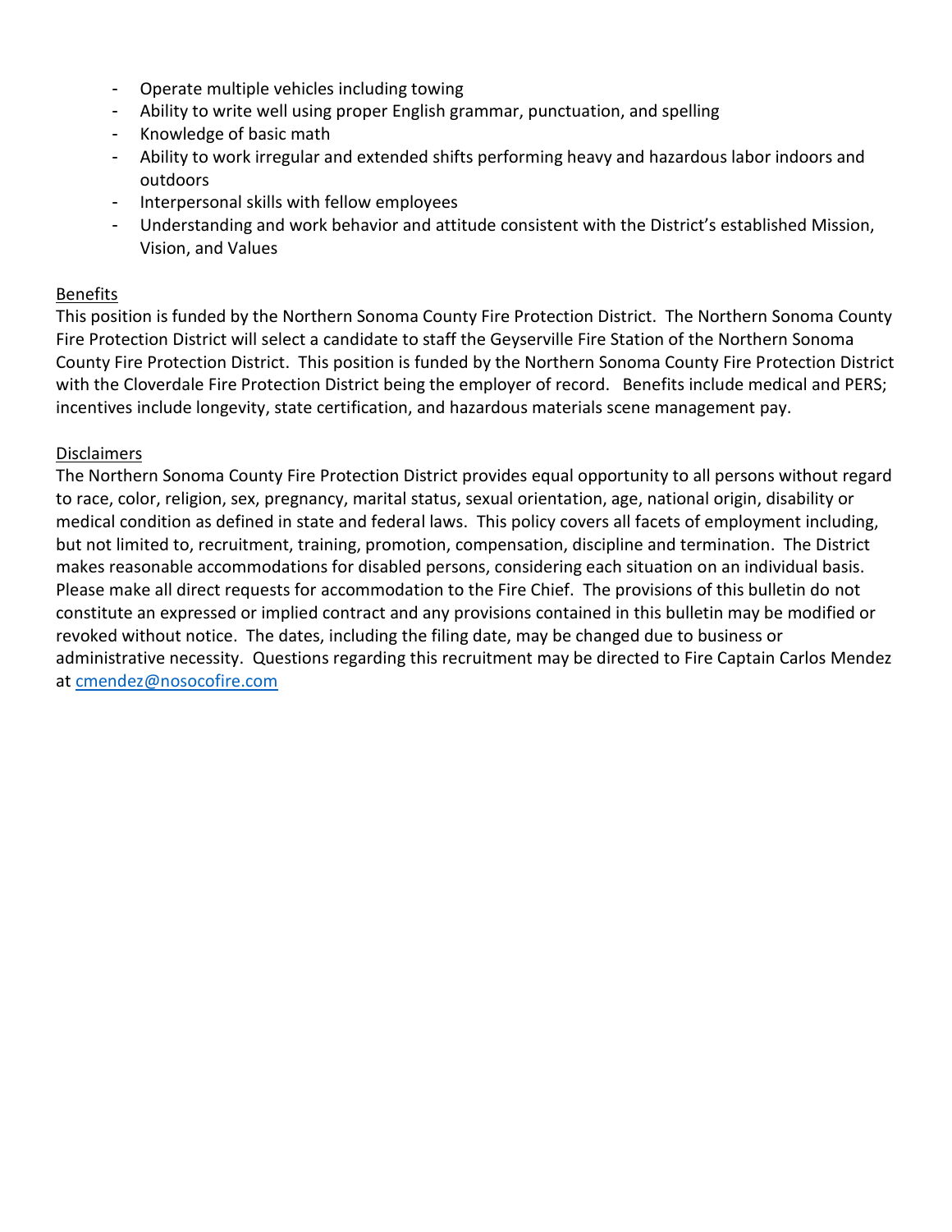- Operate multiple vehicles including towing
- Ability to write well using proper English grammar, punctuation, and spelling
- Knowledge of basic math
- Ability to work irregular and extended shifts performing heavy and hazardous labor indoors and outdoors
- Interpersonal skills with fellow employees
- Understanding and work behavior and attitude consistent with the District's established Mission, Vision, and Values

## Benefits

This position is funded by the Northern Sonoma County Fire Protection District. The Northern Sonoma County Fire Protection District will select a candidate to staff the Geyserville Fire Station of the Northern Sonoma County Fire Protection District. This position is funded by the Northern Sonoma County Fire Protection District with the Cloverdale Fire Protection District being the employer of record. Benefits include medical and PERS; incentives include longevity, state certification, and hazardous materials scene management pay.

## Disclaimers

The Northern Sonoma County Fire Protection District provides equal opportunity to all persons without regard to race, color, religion, sex, pregnancy, marital status, sexual orientation, age, national origin, disability or medical condition as defined in state and federal laws. This policy covers all facets of employment including, but not limited to, recruitment, training, promotion, compensation, discipline and termination. The District makes reasonable accommodations for disabled persons, considering each situation on an individual basis. Please make all direct requests for accommodation to the Fire Chief. The provisions of this bulletin do not constitute an expressed or implied contract and any provisions contained in this bulletin may be modified or revoked without notice. The dates, including the filing date, may be changed due to business or administrative necessity. Questions regarding this recruitment may be directed to Fire Captain Carlos Mendez at [cmendez@nosocofire.com](mailto:cmendez@nosocofire.com)